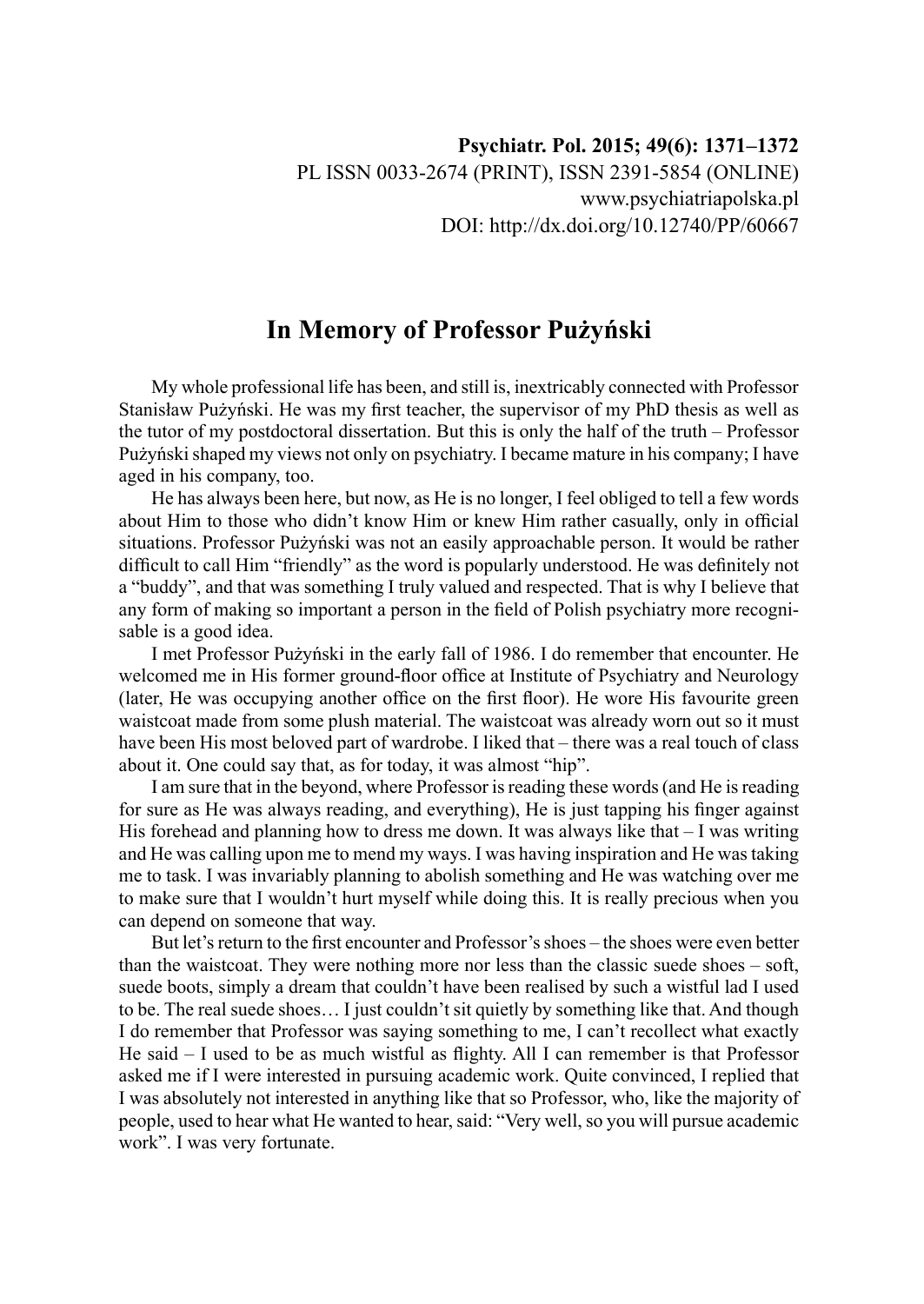# In Memory of Professor Pużyński

My whole professional life has been, and still is, inextricably connected with Professor Stanisław Pużyński. He was my first teacher, the supervisor of my PhD thesis as well as the tutor of my postdoctoral dissertation. But this is only the half of the truth – Professor Pużyński shaped my views not only on psychiatry. I became mature in his company; I have aged in his company, too.

He has always been here, but now, as He is no longer, I feel obliged to tell a few words about Him to those who didn't know Him or knew Him rather casually, only in official situations. Professor Pużyński was not an easily approachable person. It would be rather difficult to call Him "friendly" as the word is popularly understood. He was definitely not a "buddy", and that was something I truly valued and respected. That is why I believe that any form of making so important a person in the field of Polish psychiatry more recognisable is a good idea.

I met Professor Pużyński in the early fall of 1986. I do remember that encounter. He welcomed me in His former ground-floor office at Institute of Psychiatry and Neurology (later, He was occupying another office on the first floor). He wore His favourite green waistcoat made from some plush material. The waistcoat was already worn out so it must have been His most beloved part of wardrobe. I liked that – there was a real touch of class about it. One could say that, as for today, it was almost "hip".

I am sure that in the beyond, where Professor is reading these words (and He is reading for sure as He was always reading, and everything), He is just tapping his finger against His forehead and planning how to dress me down. It was always like that – I was writing and He was calling upon me to mend my ways. I was having inspiration and He was taking me to task. I was invariably planning to abolish something and He was watching over me to make sure that I wouldn't hurt myself while doing this. It is really precious when you can depend on someone that way.

But let's return to the first encounter and Professor's shoes – the shoes were even better than the waistcoat. They were nothing more nor less than the classic suede shoes – soft, suede boots, simply a dream that couldn't have been realised by such a wistful lad I used to be. The real suede shoes… I just couldn't sit quietly by something like that. And though I do remember that Professor was saying something to me, I can't recollect what exactly He said – I used to be as much wistful as flighty. All I can remember is that Professor asked me if I were interested in pursuing academic work. Quite convinced, I replied that I was absolutely not interested in anything like that so Professor, who, like the majority of people, used to hear what He wanted to hear, said: "Very well, so you will pursue academic work". I was very fortunate.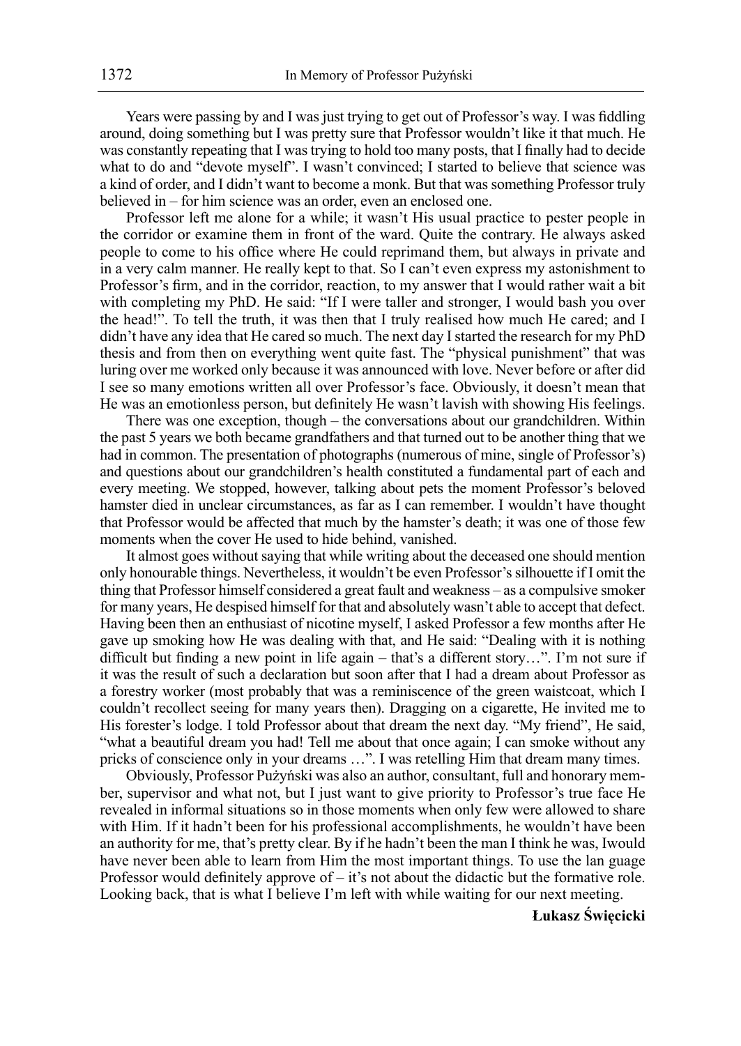Years were passing by and I was just trying to get out of Professor's way. I was fiddling around, doing something but I was pretty sure that Professor wouldn't like it that much. He was constantly repeating that I was trying to hold too many posts, that I finally had to decide what to do and "devote myself". I wasn't convinced; I started to believe that science was a kind of order, and I didn't want to become a monk. But that was something Professor truly believed in – for him science was an order, even an enclosed one.

Professor left me alone for a while; it wasn't His usual practice to pester people in the corridor or examine them in front of the ward. Quite the contrary. He always asked people to come to his office where He could reprimand them, but always in private and in a very calm manner. He really kept to that. So I can't even express my astonishment to Professor's firm, and in the corridor, reaction, to my answer that I would rather wait a bit with completing my PhD. He said: "If I were taller and stronger, I would bash you over the head!". To tell the truth, it was then that I truly realised how much He cared; and I didn't have any idea that He cared so much. The next day I started the research for my PhD thesis and from then on everything went quite fast. The "physical punishment" that was luring over me worked only because it was announced with love. Never before or after did I see so many emotions written all over Professor's face. Obviously, it doesn't mean that He was an emotionless person, but definitely He wasn't lavish with showing His feelings.

There was one exception, though – the conversations about our grandchildren. Within the past 5 years we both became grandfathers and that turned out to be another thing that we had in common. The presentation of photographs (numerous of mine, single of Professor's) and questions about our grandchildren's health constituted a fundamental part of each and every meeting. We stopped, however, talking about pets the moment Professor's beloved hamster died in unclear circumstances, as far as I can remember. I wouldn't have thought that Professor would be affected that much by the hamster's death; it was one of those few moments when the cover He used to hide behind, vanished.

It almost goes without saying that while writing about the deceased one should mention only honourable things. Nevertheless, it wouldn't be even Professor's silhouette if I omit the thing that Professor himself considered a great fault and weakness – as a compulsive smoker for many years, He despised himself for that and absolutely wasn't able to accept that defect. Having been then an enthusiast of nicotine myself, I asked Professor a few months after He gave up smoking how He was dealing with that, and He said: "Dealing with it is nothing difficult but finding a new point in life again – that's a different story…". I'm not sure if it was the result of such a declaration but soon after that I had a dream about Professor as a forestry worker (most probably that was a reminiscence of the green waistcoat, which I couldn't recollect seeing for many years then). Dragging on a cigarette, He invited me to His forester's lodge. I told Professor about that dream the next day. "My friend", He said, "what a beautiful dream you had! Tell me about that once again; I can smoke without any pricks of conscience only in your dreams …". I was retelling Him that dream many times.

Obviously, Professor Pużyński was also an author, consultant, full and honorary member, supervisor and what not, but I just want to give priority to Professor's true face He revealed in informal situations so in those moments when only few were allowed to share with Him. If it hadn't been for his professional accomplishments, he wouldn't have been an authority for me, that's pretty clear. By if he hadn't been the man I think he was, Iwould have never been able to learn from Him the most important things. To use the lan guage Professor would definitely approve of – it's not about the didactic but the formative role. Looking back, that is what I believe I'm left with while waiting for our next meeting.

**Łukasz Święcicki**